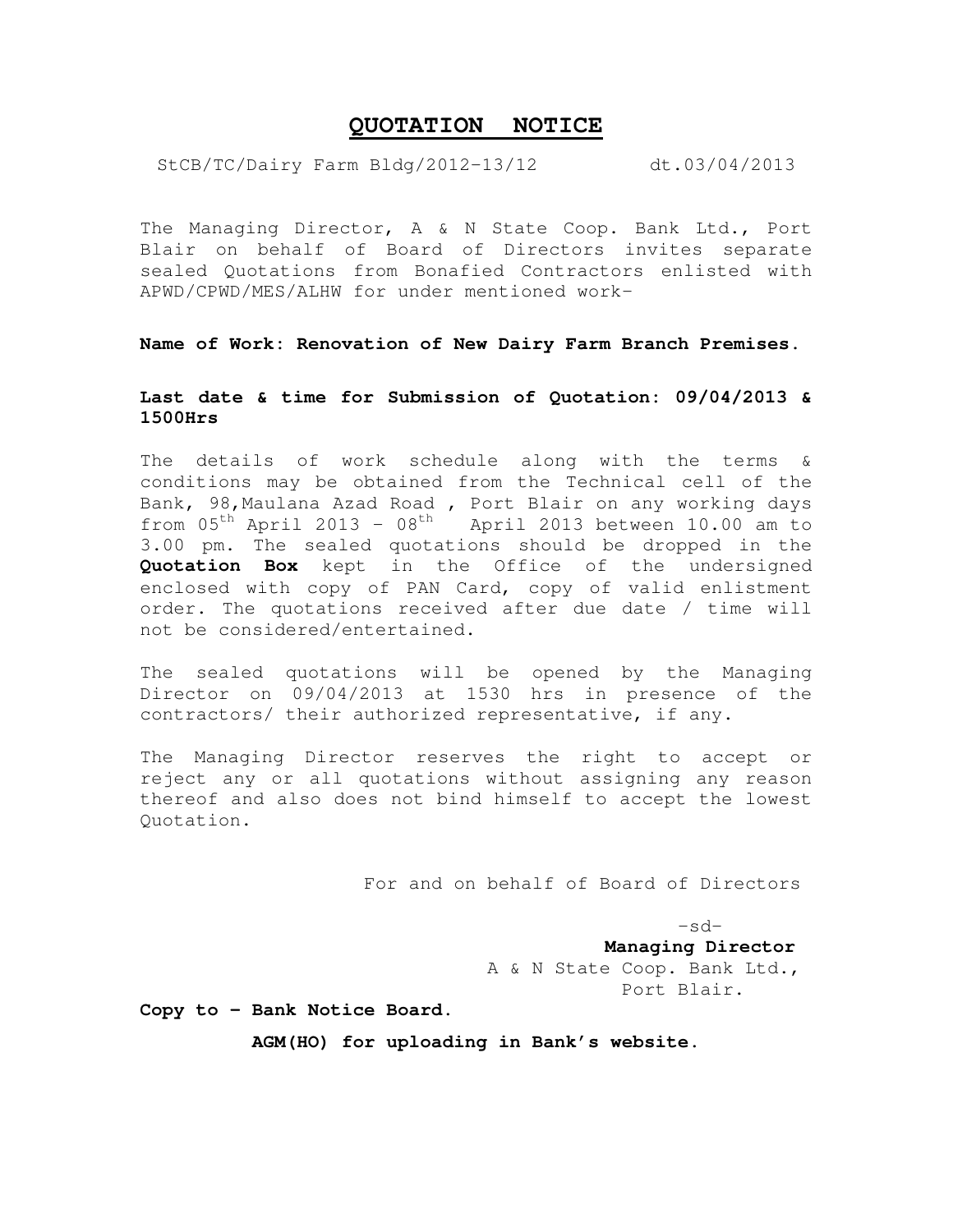# QUOTATION NOTICE

StCB/TC/Dairy Farm Bldg/2012-13/12 dt.03/04/2013

The Managing Director, A & N State Coop. Bank Ltd., Port Blair on behalf of Board of Directors invites separate sealed Quotations from Bonafied Contractors enlisted with APWD/CPWD/MES/ALHW for under mentioned work-

**Name of Work: Renovation of New Dairy Farm Branch Premises.**

**Last date & time for Submission of Quotation: 09/04/2013 & 1500Hrs**

The details of work schedule along with the terms & conditions may be obtained from the Technical cell of the Bank, 98,Maulana Azad Road , Port Blair on any working days from 05th April 2013 – 08th April 2013 between 10.00 am to 3.00 pm. The sealed quotations should be dropped in the **Quotation Box** kept in the Office of the undersigned enclosed with copy of PAN Card, copy of valid enlistment order. The quotations received after due date / time will not be considered/entertained.

The sealed quotations will be opened by the Managing Director on 09/04/2013 at 1530 hrs in presence of the contractors/ their authorized representative, if any.

The Managing Director reserves the right to accept or reject any or all quotations without assigning any reason thereof and also does not bind himself to accept the lowest Quotation.

For and on behalf of Board of Directors

-sd-

**Managing Director**
A & N State Coop. Bank Ltd.,
Port Blair.

**Copy to – Bank Notice Board.**

**AGM(HO) for uploading in Bank's website.**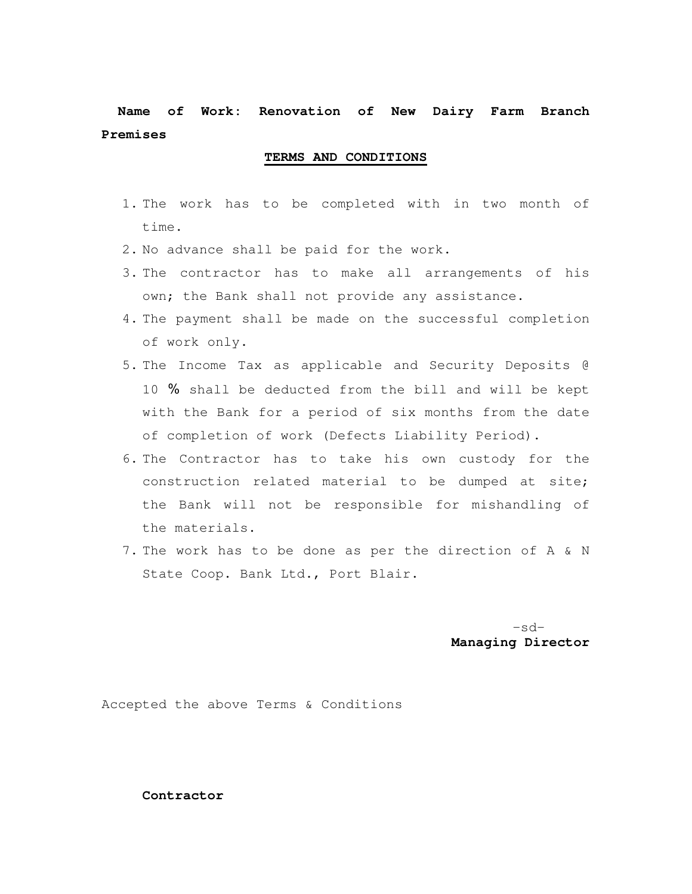**Name of Work: Renovation of New Dairy Farm Branch Premises**

**TERMS AND CONDITIONS**

1. The work has to be completed with in two month of time.
2. No advance shall be paid for the work.
3. The contractor has to make all arrangements of his own; the Bank shall not provide any assistance.
4. The payment shall be made on the successful completion of work only.
5. The Income Tax as applicable and Security Deposits @ 10 % shall be deducted from the bill and will be kept with the Bank for a period of six months from the date of completion of work (Defects Liability Period).
6. The Contractor has to take his own custody for the construction related material to be dumped at site; the Bank will not be responsible for mishandling of the materials.
7. The work has to be done as per the direction of A & N State Coop. Bank Ltd., Port Blair.

-sd-

**Managing Director**

Accepted the above Terms & Conditions

**Contractor**